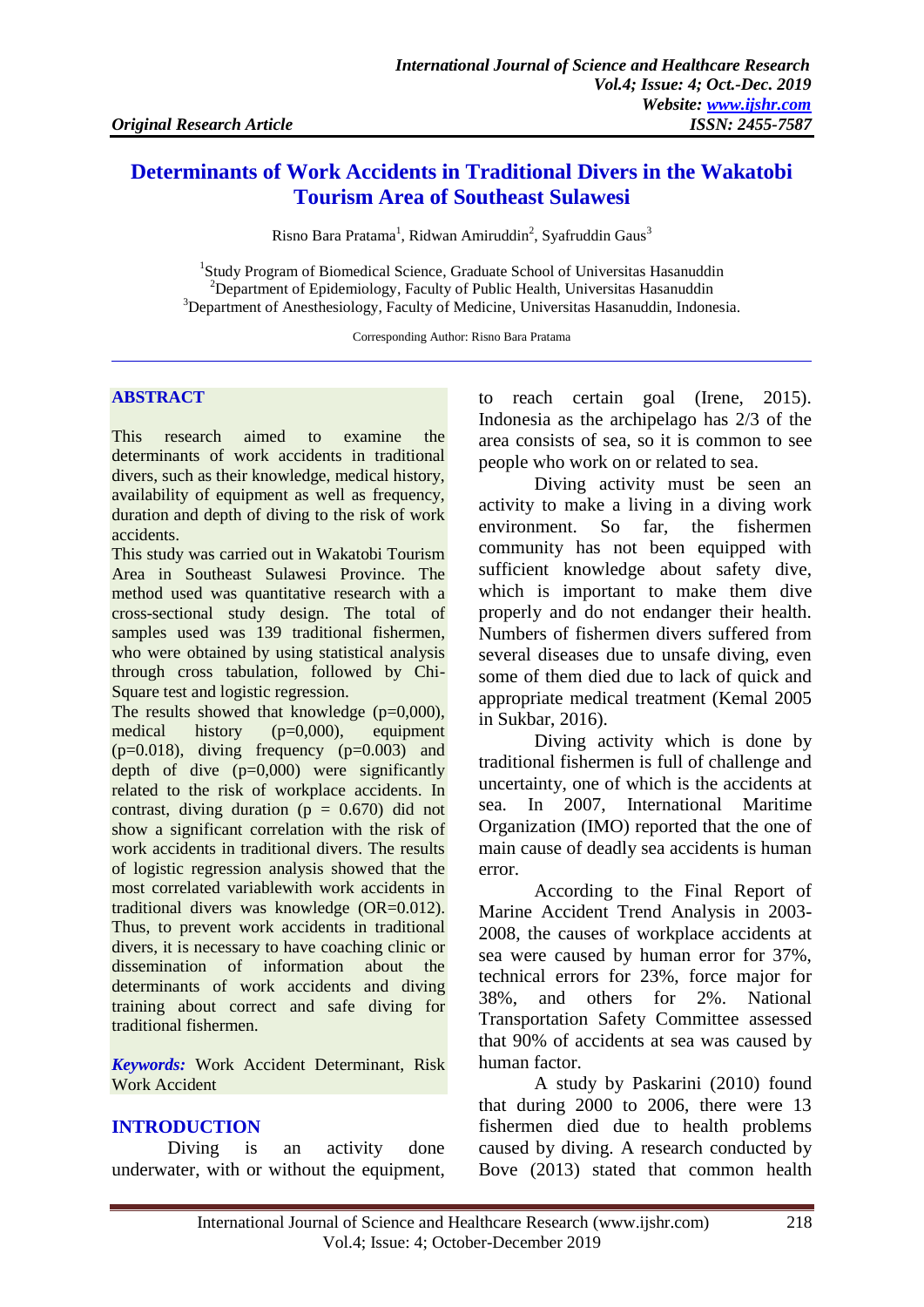*Original Research Article*

# Determinants of Work Accidents in Traditional Divers in the Wakatobi Tourism Area of Southeast Sulawesi

Risno Bara Pratama[1], Ridwan Amiruddin[2], Syafruddin Gaus[3]

[1]Study Program of Biomedical Science, Graduate School of Universitas Hasanuddin
[2]Department of Epidemiology, Faculty of Public Health, Universitas Hasanuddin
[3]Department of Anesthesiology, Faculty of Medicine, Universitas Hasanuddin, Indonesia.

Corresponding Author: Risno Bara Pratama

## ABSTRACT

This research aimed to examine the determinants of work accidents in traditional divers, such as their knowledge, medical history, availability of equipment as well as frequency, duration and depth of diving to the risk of work accidents.

This study was carried out in Wakatobi Tourism Area in Southeast Sulawesi Province. The method used was quantitative research with a cross-sectional study design. The total of samples used was 139 traditional fishermen, who were obtained by using statistical analysis through cross tabulation, followed by Chi-Square test and logistic regression.

The results showed that knowledge (p=0,000), medical history (p=0,000), equipment (p=0.018), diving frequency (p=0.003) and depth of dive (p=0,000) were significantly related to the risk of workplace accidents. In contrast, diving duration (p = 0.670) did not show a significant correlation with the risk of work accidents in traditional divers. The results of logistic regression analysis showed that the most correlated variablewith work accidents in traditional divers was knowledge (OR=0.012). Thus, to prevent work accidents in traditional divers, it is necessary to have coaching clinic or dissemination of information about the determinants of work accidents and diving training about correct and safe diving for traditional fishermen.

***Keywords:*** Work Accident Determinant, Risk Work Accident

## INTRODUCTION

Diving is an activity done underwater, with or without the equipment, to reach certain goal (Irene, 2015). Indonesia as the archipelago has 2/3 of the area consists of sea, so it is common to see people who work on or related to sea.

Diving activity must be seen an activity to make a living in a diving work environment. So far, the fishermen community has not been equipped with sufficient knowledge about safety dive, which is important to make them dive properly and do not endanger their health. Numbers of fishermen divers suffered from several diseases due to unsafe diving, even some of them died due to lack of quick and appropriate medical treatment (Kemal 2005 in Sukbar, 2016).

Diving activity which is done by traditional fishermen is full of challenge and uncertainty, one of which is the accidents at sea. In 2007, International Maritime Organization (IMO) reported that the one of main cause of deadly sea accidents is human error.

According to the Final Report of Marine Accident Trend Analysis in 2003-2008, the causes of workplace accidents at sea were caused by human error for 37%, technical errors for 23%, force major for 38%, and others for 2%. National Transportation Safety Committee assessed that 90% of accidents at sea was caused by human factor.

A study by Paskarini (2010) found that during 2000 to 2006, there were 13 fishermen died due to health problems caused by diving. A research conducted by Bove (2013) stated that common health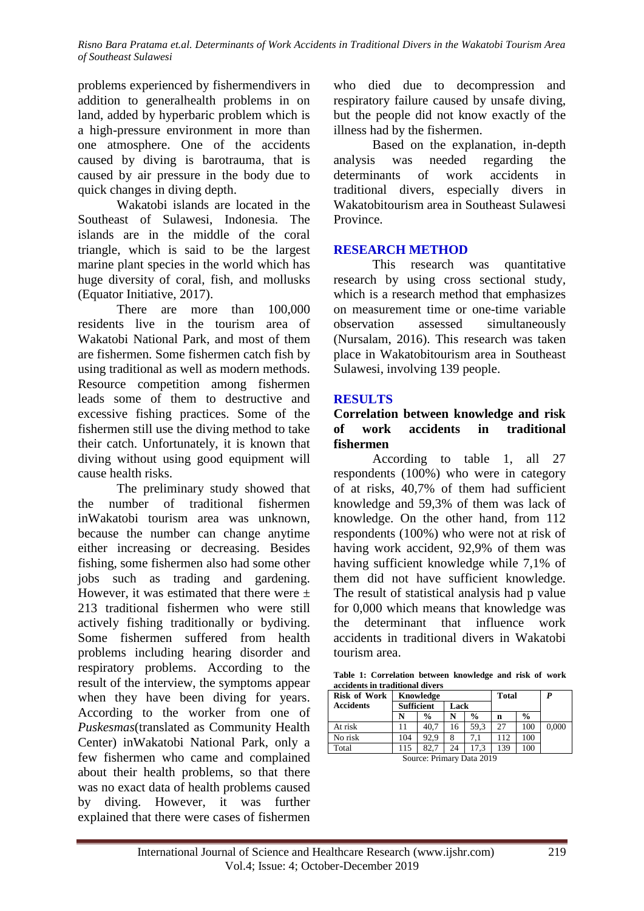problems experienced by fishermendivers in addition to generalhealth problems in on land, added by hyperbaric problem which is a high-pressure environment in more than one atmosphere. One of the accidents caused by diving is barotrauma, that is caused by air pressure in the body due to quick changes in diving depth.

Wakatobi islands are located in the Southeast of Sulawesi, Indonesia. The islands are in the middle of the coral triangle, which is said to be the largest marine plant species in the world which has huge diversity of coral, fish, and mollusks (Equator Initiative, 2017).

There are more than 100,000 residents live in the tourism area of Wakatobi National Park, and most of them are fishermen. Some fishermen catch fish by using traditional as well as modern methods. Resource competition among fishermen leads some of them to destructive and excessive fishing practices. Some of the fishermen still use the diving method to take their catch. Unfortunately, it is known that diving without using good equipment will cause health risks.

The preliminary study showed that the number of traditional fishermen inWakatobi tourism area was unknown, because the number can change anytime either increasing or decreasing. Besides fishing, some fishermen also had some other jobs such as trading and gardening. However, it was estimated that there were ± 213 traditional fishermen who were still actively fishing traditionally or bydiving. Some fishermen suffered from health problems including hearing disorder and respiratory problems. According to the result of the interview, the symptoms appear when they have been diving for years. According to the worker from one of *Puskesmas*(translated as Community Health Center) inWakatobi National Park, only a few fishermen who came and complained about their health problems, so that there was no exact data of health problems caused by diving. However, it was further explained that there were cases of fishermen who died due to decompression and respiratory failure caused by unsafe diving, but the people did not know exactly of the illness had by the fishermen.

Based on the explanation, in-depth analysis was needed regarding the determinants of work accidents in traditional divers, especially divers in Wakatobitourism area in Southeast Sulawesi Province.

## RESEARCH METHOD

This research was quantitative research by using cross sectional study, which is a research method that emphasizes on measurement time or one-time variable observation assessed simultaneously (Nursalam, 2016). This research was taken place in Wakatobitourism area in Southeast Sulawesi, involving 139 people.

## RESULTS

### Correlation between knowledge and risk of work accidents in traditional fishermen

According to table 1, all 27 respondents (100%) who were in category of at risks, 40,7% of them had sufficient knowledge and 59,3% of them was lack of knowledge. On the other hand, from 112 respondents (100%) who were not at risk of having work accident, 92,9% of them was having sufficient knowledge while 7,1% of them did not have sufficient knowledge. The result of statistical analysis had p value for 0,000 which means that knowledge was the determinant that influence work accidents in traditional divers in Wakatobi tourism area.

**Table 1: Correlation between knowledge and risk of work accidents in traditional divers**

| Risk of Work Accidents | Knowledge | | | | Total | | P |
|---|---|---|---|---|---|---|---|
| | Sufficient | | Lack | | | | |
| | N | % | N | % | n | % | |
| At risk | 11 | 40,7 | 16 | 59,3 | 27 | 100 | 0,000 |
| No risk | 104 | 92,9 | 8 | 7,1 | 112 | 100 | |
| Total | 115 | 82,7 | 24 | 17,3 | 139 | 100 | |

Source: Primary Data 2019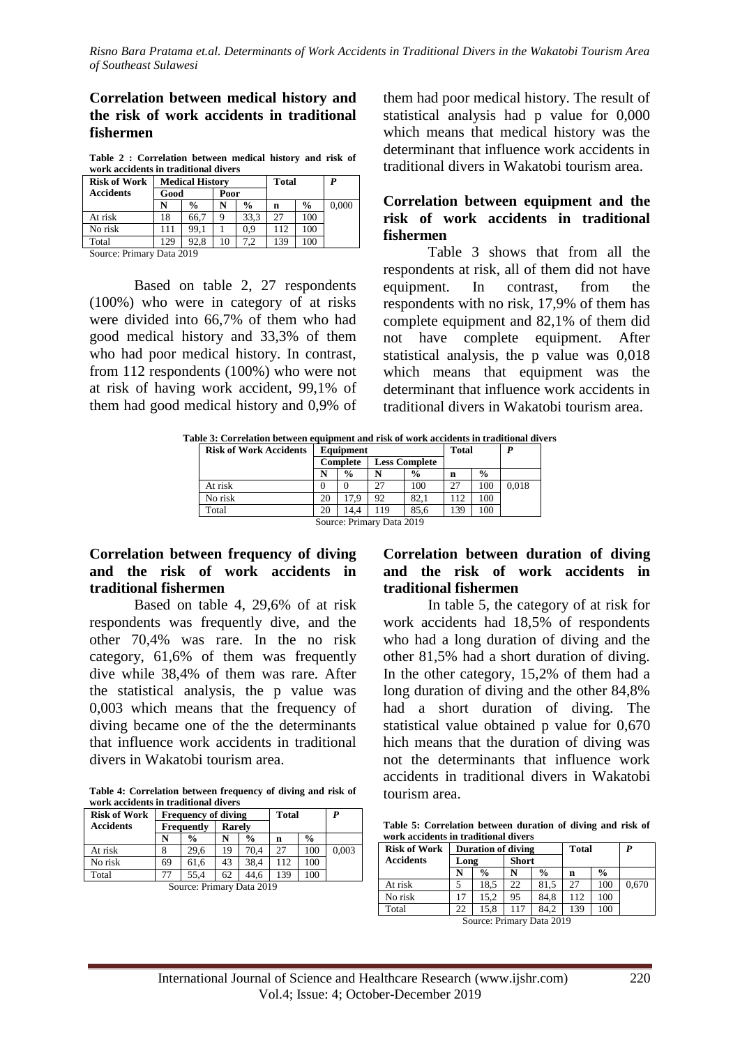## Correlation between medical history and the risk of work accidents in traditional fishermen

**Table 2 : Correlation between medical history and risk of work accidents in traditional divers**

| Risk of Work Accidents | Medical History | | | | Total | | P |
|---|---|---|---|---|---|---|---|
| | Good | | Poor | | | | |
| | N | % | N | % | n | % | |
| At risk | 18 | 66,7 | 9 | 33,3 | 27 | 100 | 0,000 |
| No risk | 111 | 99,1 | 1 | 0,9 | 112 | 100 | |
| Total | 129 | 92,8 | 10 | 7,2 | 139 | 100 | |

Source: Primary Data 2019

Based on table 2, 27 respondents (100%) who were in category of at risks were divided into 66,7% of them who had good medical history and 33,3% of them who had poor medical history. In contrast, from 112 respondents (100%) who were not at risk of having work accident, 99,1% of them had good medical history and 0,9% of them had poor medical history. The result of statistical analysis had p value for 0,000 which means that medical history was the determinant that influence work accidents in traditional divers in Wakatobi tourism area.

## Correlation between equipment and the risk of work accidents in traditional fishermen

Table 3 shows that from all the respondents at risk, all of them did not have equipment. In contrast, from the respondents with no risk, 17,9% of them has complete equipment and 82,1% of them did not have complete equipment. After statistical analysis, the p value was 0,018 which means that equipment was the determinant that influence work accidents in traditional divers in Wakatobi tourism area.

**Table 3: Correlation between equipment and risk of work accidents in traditional divers**

| Risk of Work Accidents | Equipment | | | | Total | | P |
|---|---|---|---|---|---|---|---|
| | Complete | | Less Complete | | | | |
| | N | % | N | % | n | % | |
| At risk | 0 | 0 | 27 | 100 | 27 | 100 | 0,018 |
| No risk | 20 | 17,9 | 92 | 82,1 | 112 | 100 | |
| Total | 20 | 14,4 | 119 | 85,6 | 139 | 100 | |

Source: Primary Data 2019

## Correlation between frequency of diving and the risk of work accidents in traditional fishermen

Based on table 4, 29,6% of at risk respondents was frequently dive, and the other 70,4% was rare. In the no risk category, 61,6% of them was frequently dive while 38,4% of them was rare. After the statistical analysis, the p value was 0,003 which means that the frequency of diving became one of the the determinants that influence work accidents in traditional divers in Wakatobi tourism area.

**Table 4: Correlation between frequency of diving and risk of work accidents in traditional divers**

| Risk of Work Accidents | Frequency of diving | | | | Total | | P |
|---|---|---|---|---|---|---|---|
| | Frequently | | Rarely | | | | |
| | N | % | N | % | n | % | |
| At risk | 8 | 29,6 | 19 | 70,4 | 27 | 100 | 0,003 |
| No risk | 69 | 61,6 | 43 | 38,4 | 112 | 100 | |
| Total | 77 | 55,4 | 62 | 44,6 | 139 | 100 | |

Source: Primary Data 2019

## Correlation between duration of diving and the risk of work accidents in traditional fishermen

In table 5, the category of at risk for work accidents had 18,5% of respondents who had a long duration of diving and the other 81,5% had a short duration of diving. In the other category, 15,2% of them had a long duration of diving and the other 84,8% had a short duration of diving. The statistical value obtained p value for 0,670 hich means that the duration of diving was not the determinants that influence work accidents in traditional divers in Wakatobi tourism area.

**Table 5: Correlation between duration of diving and risk of work accidents in traditional divers**

| Risk of Work Accidents | Duration of diving | | | | Total | | P |
|---|---|---|---|---|---|---|---|
| | Long | | Short | | | | |
| | N | % | N | % | n | % | |
| At risk | 5 | 18,5 | 22 | 81,5 | 27 | 100 | 0,670 |
| No risk | 17 | 15,2 | 95 | 84,8 | 112 | 100 | |
| Total | 22 | 15,8 | 117 | 84,2 | 139 | 100 | |

Source: Primary Data 2019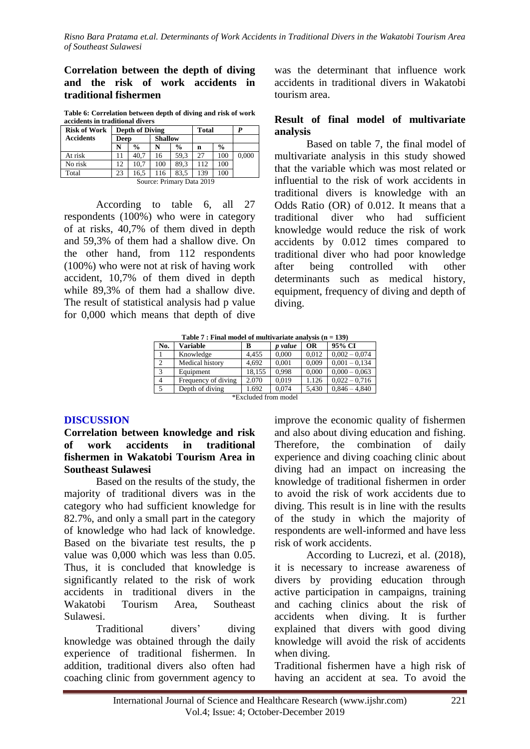### Correlation between the depth of diving and the risk of work accidents in traditional fishermen

**Table 6: Correlation between depth of diving and risk of work accidents in traditional divers**

| Risk of Work Accidents | Depth of Diving | | | | Total | | P |
|---|---|---|---|---|---|---|---|
| | Deep | | Shallow | | | | |
| | N | % | N | % | n | % | |
| At risk | 11 | 40,7 | 16 | 59,3 | 27 | 100 | 0,000 |
| No risk | 12 | 10,7 | 100 | 89,3 | 112 | 100 | |
| Total | 23 | 16,5 | 116 | 83,5 | 139 | 100 | |

Source: Primary Data 2019

According to table 6, all 27 respondents (100%) who were in category of at risks, 40,7% of them dived in depth and 59,3% of them had a shallow dive. On the other hand, from 112 respondents (100%) who were not at risk of having work accident, 10,7% of them dived in depth while 89,3% of them had a shallow dive. The result of statistical analysis had p value for 0,000 which means that depth of dive was the determinant that influence work accidents in traditional divers in Wakatobi tourism area.

### Result of final model of multivariate analysis

Based on table 7, the final model of multivariate analysis in this study showed that the variable which was most related or influential to the risk of work accidents in traditional divers is knowledge with an Odds Ratio (OR) of 0.012. It means that a traditional diver who had sufficient knowledge would reduce the risk of work accidents by 0.012 times compared to traditional diver who had poor knowledge after being controlled with other determinants such as medical history, equipment, frequency of diving and depth of diving.

**Table 7 : Final model of multivariate analysis (n = 139)**

| No. | Variable | B | *p value* | OR | 95% CI |
|---|---|---|---|---|---|
| 1 | Knowledge | 4,455 | 0,000 | 0,012 | 0,002 – 0,074 |
| 2 | Medical history | 4,692 | 0,001 | 0,009 | 0,001 – 0,134 |
| 3 | Equipment | 18,155 | 0,998 | 0,000 | 0,000 – 0,063 |
| 4 | Frequency of diving | 2.070 | 0,019 | 1.126 | 0,022 – 0,716 |
| 5 | Depth of diving | 1.692 | 0,074 | 5,430 | 0,846 – 4,840 |

*Excluded from model

## DISCUSSION

### Correlation between knowledge and risk of work accidents in traditional fishermen in Wakatobi Tourism Area in Southeast Sulawesi

Based on the results of the study, the majority of traditional divers was in the category who had sufficient knowledge for 82.7%, and only a small part in the category of knowledge who had lack of knowledge. Based on the bivariate test results, the p value was 0,000 which was less than 0.05. Thus, it is concluded that knowledge is significantly related to the risk of work accidents in traditional divers in the Wakatobi Tourism Area, Southeast Sulawesi.

Traditional divers' diving knowledge was obtained through the daily experience of traditional fishermen. In addition, traditional divers also often had coaching clinic from government agency to improve the economic quality of fishermen and also about diving education and fishing. Therefore, the combination of daily experience and diving coaching clinic about diving had an impact on increasing the knowledge of traditional fishermen in order to avoid the risk of work accidents due to diving. This result is in line with the results of the study in which the majority of respondents are well-informed and have less risk of work accidents.

According to Lucrezi, et al. (2018), it is necessary to increase awareness of divers by providing education through active participation in campaigns, training and caching clinics about the risk of accidents when diving. It is further explained that divers with good diving knowledge will avoid the risk of accidents when diving.

Traditional fishermen have a high risk of having an accident at sea. To avoid the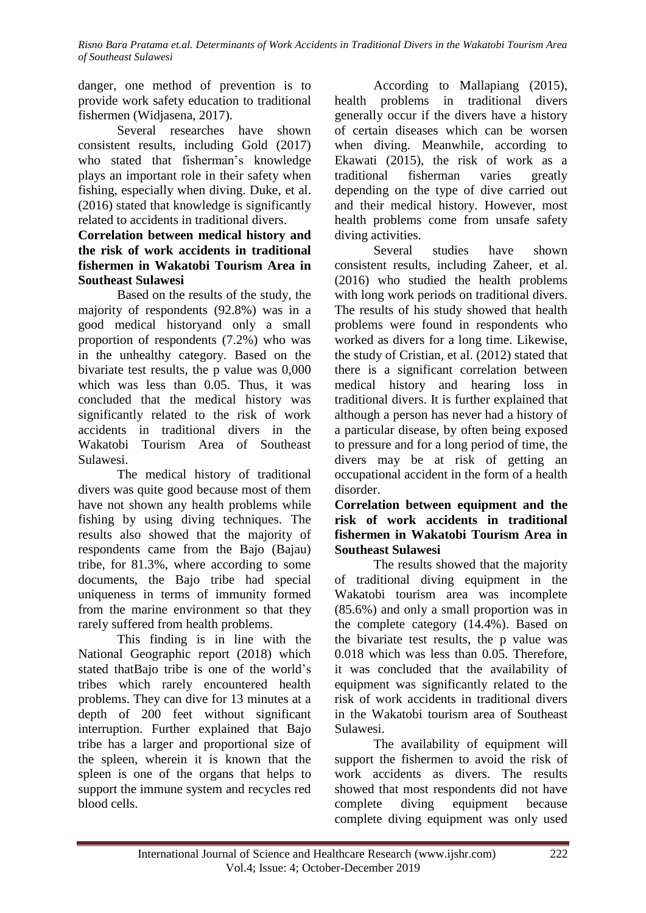danger, one method of prevention is to provide work safety education to traditional fishermen (Widjasena, 2017).

Several researches have shown consistent results, including Gold (2017) who stated that fisherman's knowledge plays an important role in their safety when fishing, especially when diving. Duke, et al. (2016) stated that knowledge is significantly related to accidents in traditional divers.

**Correlation between medical history and the risk of work accidents in traditional fishermen in Wakatobi Tourism Area in Southeast Sulawesi**

Based on the results of the study, the majority of respondents (92.8%) was in a good medical historyand only a small proportion of respondents (7.2%) who was in the unhealthy category. Based on the bivariate test results, the p value was 0,000 which was less than 0.05. Thus, it was concluded that the medical history was significantly related to the risk of work accidents in traditional divers in the Wakatobi Tourism Area of Southeast Sulawesi.

The medical history of traditional divers was quite good because most of them have not shown any health problems while fishing by using diving techniques. The results also showed that the majority of respondents came from the Bajo (Bajau) tribe, for 81.3%, where according to some documents, the Bajo tribe had special uniqueness in terms of immunity formed from the marine environment so that they rarely suffered from health problems.

This finding is in line with the National Geographic report (2018) which stated thatBajo tribe is one of the world's tribes which rarely encountered health problems. They can dive for 13 minutes at a depth of 200 feet without significant interruption. Further explained that Bajo tribe has a larger and proportional size of the spleen, wherein it is known that the spleen is one of the organs that helps to support the immune system and recycles red blood cells.

According to Mallapiang (2015), health problems in traditional divers generally occur if the divers have a history of certain diseases which can be worsen when diving. Meanwhile, according to Ekawati (2015), the risk of work as a traditional fisherman varies greatly depending on the type of dive carried out and their medical history. However, most health problems come from unsafe safety diving activities.

Several studies have shown consistent results, including Zaheer, et al. (2016) who studied the health problems with long work periods on traditional divers. The results of his study showed that health problems were found in respondents who worked as divers for a long time. Likewise, the study of Cristian, et al. (2012) stated that there is a significant correlation between medical history and hearing loss in traditional divers. It is further explained that although a person has never had a history of a particular disease, by often being exposed to pressure and for a long period of time, the divers may be at risk of getting an occupational accident in the form of a health disorder.

**Correlation between equipment and the risk of work accidents in traditional fishermen in Wakatobi Tourism Area in Southeast Sulawesi**

The results showed that the majority of traditional diving equipment in the Wakatobi tourism area was incomplete (85.6%) and only a small proportion was in the complete category (14.4%). Based on the bivariate test results, the p value was 0.018 which was less than 0.05. Therefore, it was concluded that the availability of equipment was significantly related to the risk of work accidents in traditional divers in the Wakatobi tourism area of Southeast Sulawesi.

The availability of equipment will support the fishermen to avoid the risk of work accidents as divers. The results showed that most respondents did not have complete diving equipment because complete diving equipment was only used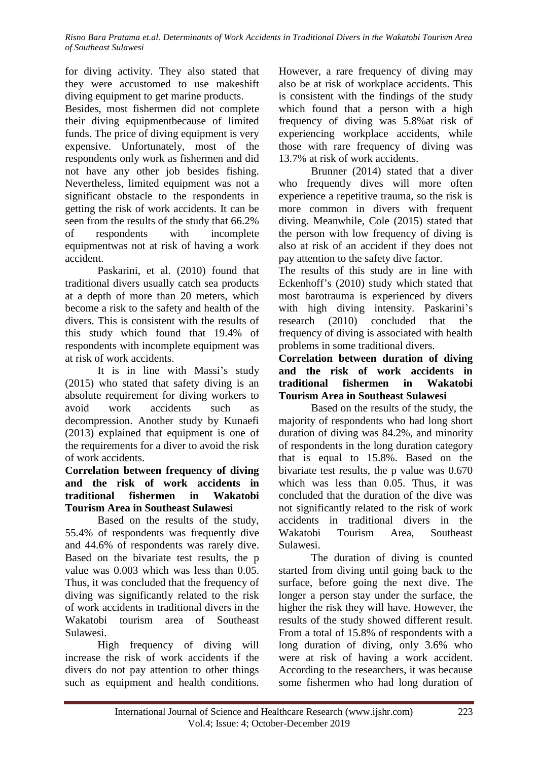for diving activity. They also stated that they were accustomed to use makeshift diving equipment to get marine products.

Besides, most fishermen did not complete their diving equipmentbecause of limited funds. The price of diving equipment is very expensive. Unfortunately, most of the respondents only work as fishermen and did not have any other job besides fishing. Nevertheless, limited equipment was not a significant obstacle to the respondents in getting the risk of work accidents. It can be seen from the results of the study that 66.2% of respondents with incomplete equipmentwas not at risk of having a work accident.

Paskarini, et al. (2010) found that traditional divers usually catch sea products at a depth of more than 20 meters, which become a risk to the safety and health of the divers. This is consistent with the results of this study which found that 19.4% of respondents with incomplete equipment was at risk of work accidents.

It is in line with Massi's study (2015) who stated that safety diving is an absolute requirement for diving workers to avoid work accidents such as decompression. Another study by Kunaefi (2013) explained that equipment is one of the requirements for a diver to avoid the risk of work accidents.

**Correlation between frequency of diving and the risk of work accidents in traditional fishermen in Wakatobi Tourism Area in Southeast Sulawesi**

Based on the results of the study, 55.4% of respondents was frequently dive and 44.6% of respondents was rarely dive. Based on the bivariate test results, the p value was 0.003 which was less than 0.05. Thus, it was concluded that the frequency of diving was significantly related to the risk of work accidents in traditional divers in the Wakatobi tourism area of Southeast Sulawesi.

High frequency of diving will increase the risk of work accidents if the divers do not pay attention to other things such as equipment and health conditions. However, a rare frequency of diving may also be at risk of workplace accidents. This is consistent with the findings of the study which found that a person with a high frequency of diving was 5.8%at risk of experiencing workplace accidents, while those with rare frequency of diving was 13.7% at risk of work accidents.

Brunner (2014) stated that a diver who frequently dives will more often experience a repetitive trauma, so the risk is more common in divers with frequent diving. Meanwhile, Cole (2015) stated that the person with low frequency of diving is also at risk of an accident if they does not pay attention to the safety dive factor.

The results of this study are in line with Eckenhoff's (2010) study which stated that most barotrauma is experienced by divers with high diving intensity. Paskarini's research (2010) concluded that the frequency of diving is associated with health problems in some traditional divers.

**Correlation between duration of diving and the risk of work accidents in traditional fishermen in Wakatobi Tourism Area in Southeast Sulawesi**

Based on the results of the study, the majority of respondents who had long short duration of diving was 84.2%, and minority of respondents in the long duration category that is equal to 15.8%. Based on the bivariate test results, the p value was 0.670 which was less than 0.05. Thus, it was concluded that the duration of the dive was not significantly related to the risk of work accidents in traditional divers in the Wakatobi Tourism Area, Southeast Sulawesi.

The duration of diving is counted started from diving until going back to the surface, before going the next dive. The longer a person stay under the surface, the higher the risk they will have. However, the results of the study showed different result. From a total of 15.8% of respondents with a long duration of diving, only 3.6% who were at risk of having a work accident. According to the researchers, it was because some fishermen who had long duration of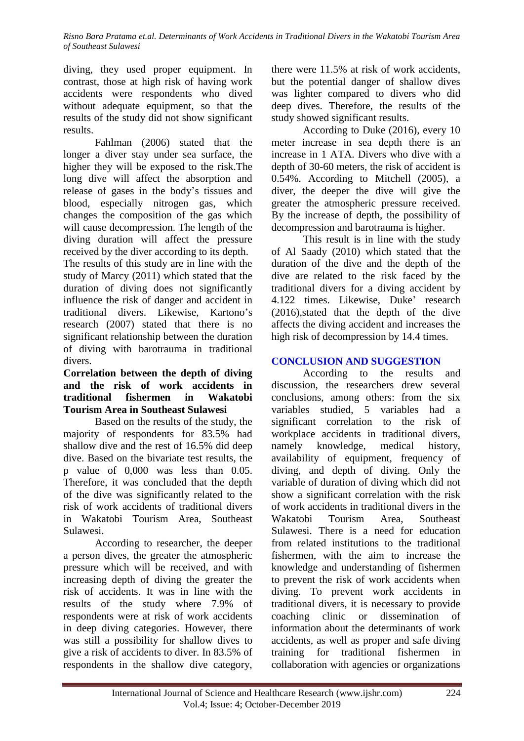diving, they used proper equipment. In contrast, those at high risk of having work accidents were respondents who dived without adequate equipment, so that the results of the study did not show significant results.

Fahlman (2006) stated that the longer a diver stay under sea surface, the higher they will be exposed to the risk.The long dive will affect the absorption and release of gases in the body's tissues and blood, especially nitrogen gas, which changes the composition of the gas which will cause decompression. The length of the diving duration will affect the pressure received by the diver according to its depth.

The results of this study are in line with the study of Marcy (2011) which stated that the duration of diving does not significantly influence the risk of danger and accident in traditional divers. Likewise, Kartono's research (2007) stated that there is no significant relationship between the duration of diving with barotrauma in traditional divers.

**Correlation between the depth of diving and the risk of work accidents in traditional fishermen in Wakatobi Tourism Area in Southeast Sulawesi**

Based on the results of the study, the majority of respondents for 83.5% had shallow dive and the rest of 16.5% did deep dive. Based on the bivariate test results, the p value of 0,000 was less than 0.05. Therefore, it was concluded that the depth of the dive was significantly related to the risk of work accidents of traditional divers in Wakatobi Tourism Area, Southeast Sulawesi.

According to researcher, the deeper a person dives, the greater the atmospheric pressure which will be received, and with increasing depth of diving the greater the risk of accidents. It was in line with the results of the study where 7.9% of respondents were at risk of work accidents in deep diving categories. However, there was still a possibility for shallow dives to give a risk of accidents to diver. In 83.5% of respondents in the shallow dive category, there were 11.5% at risk of work accidents, but the potential danger of shallow dives was lighter compared to divers who did deep dives. Therefore, the results of the study showed significant results.

According to Duke (2016), every 10 meter increase in sea depth there is an increase in 1 ATA. Divers who dive with a depth of 30-60 meters, the risk of accident is 0.54%. According to Mitchell (2005), a diver, the deeper the dive will give the greater the atmospheric pressure received. By the increase of depth, the possibility of decompression and barotrauma is higher.

This result is in line with the study of Al Saady (2010) which stated that the duration of the dive and the depth of the dive are related to the risk faced by the traditional divers for a diving accident by 4.122 times. Likewise, Duke' research (2016),stated that the depth of the dive affects the diving accident and increases the high risk of decompression by 14.4 times.

## CONCLUSION AND SUGGESTION

According to the results and discussion, the researchers drew several conclusions, among others: from the six variables studied, 5 variables had a significant correlation to the risk of workplace accidents in traditional divers, namely knowledge, medical history, availability of equipment, frequency of diving, and depth of diving. Only the variable of duration of diving which did not show a significant correlation with the risk of work accidents in traditional divers in the Wakatobi Tourism Area, Southeast Sulawesi. There is a need for education from related institutions to the traditional fishermen, with the aim to increase the knowledge and understanding of fishermen to prevent the risk of work accidents when diving. To prevent work accidents in traditional divers, it is necessary to provide coaching clinic or dissemination of information about the determinants of work accidents, as well as proper and safe diving training for traditional fishermen in collaboration with agencies or organizations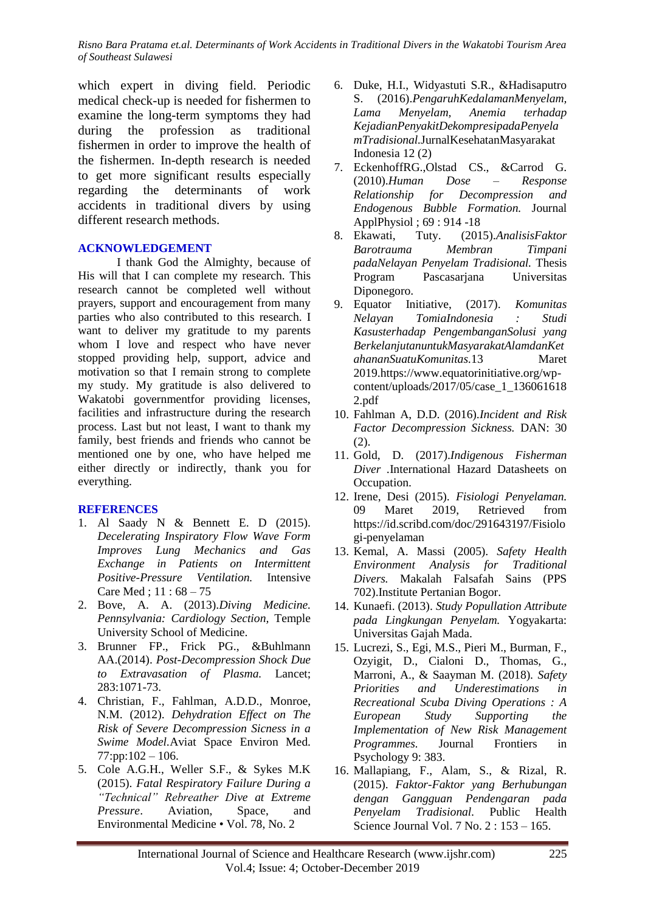which expert in diving field. Periodic medical check-up is needed for fishermen to examine the long-term symptoms they had during the profession as traditional fishermen in order to improve the health of the fishermen. In-depth research is needed to get more significant results especially regarding the determinants of work accidents in traditional divers by using different research methods.

## ACKNOWLEDGEMENT

I thank God the Almighty, because of His will that I can complete my research. This research cannot be completed well without prayers, support and encouragement from many parties who also contributed to this research. I want to deliver my gratitude to my parents whom I love and respect who have never stopped providing help, support, advice and motivation so that I remain strong to complete my study. My gratitude is also delivered to Wakatobi governmentfor providing licenses, facilities and infrastructure during the research process. Last but not least, I want to thank my family, best friends and friends who cannot be mentioned one by one, who have helped me either directly or indirectly, thank you for everything.

## REFERENCES

1. Al Saady N & Bennett E. D (2015). *Decelerating Inspiratory Flow Wave Form Improves Lung Mechanics and Gas Exchange in Patients on Intermittent Positive-Pressure Ventilation.* Intensive Care Med ; 11 : 68 – 75
2. Bove, A. A. (2013).*Diving Medicine. Pennsylvania: Cardiology Section,* Temple University School of Medicine.
3. Brunner FP., Frick PG., &Buhlmann AA.(2014). *Post-Decompression Shock Due to Extravasation of Plasma.* Lancet; 283:1071-73.
4. Christian, F., Fahlman, A.D.D., Monroe, N.M. (2012). *Dehydration Effect on The Risk of Severe Decompression Sicness in a Swime Model.*Aviat Space Environ Med. 77:pp:102 – 106.
5. Cole A.G.H., Weller S.F., & Sykes M.K (2015). *Fatal Respiratory Failure During a "Technical" Rebreather Dive at Extreme Pressure*. Aviation, Space, and Environmental Medicine • Vol. 78, No. 2
6. Duke, H.I., Widyastuti S.R., &Hadisaputro S. (2016).*PengaruhKedalamanMenyelam, Lama Menyelam, Anemia terhadap KejadianPenyakitDekompresipadaPenyelamTradisional.*JurnalKesehatanMasyarakat Indonesia 12 (2)
7. EckenhoffRG.,Olstad CS., &Carrod G. (2010).*Human Dose – Response Relationship for Decompression and Endogenous Bubble Formation.* Journal ApplPhysiol ; 69 : 914 -18
8. Ekawati, Tuty. (2015).*AnalisisFaktor Barotrauma Membran Timpani padaNelayan Penyelam Tradisional.* Thesis Program Pascasarjana Universitas Diponegoro.
9. Equator Initiative, (2017). *Komunitas Nelayan TomiaIndonesia : Studi Kasusterhadap PengembanganSolusi yang BerkelanjutanuntukMasyarakatAlamdanKetahananSuatuKomunitas.*13 Maret 2019.https://www.equatorinitiative.org/wp-content/uploads/2017/05/case_1_1360616182.pdf
10. Fahlman A, D.D. (2016).*Incident and Risk Factor Decompression Sickness.* DAN: 30 (2).
11. Gold, D. (2017).*Indigenous Fisherman Diver* .International Hazard Datasheets on Occupation.
12. Irene, Desi (2015). *Fisiologi Penyelaman.* 09 Maret 2019, Retrieved from https://id.scribd.com/doc/291643197/Fisiologi-penyelaman
13. Kemal, A. Massi (2005). *Safety Health Environment Analysis for Traditional Divers.* Makalah Falsafah Sains (PPS 702).Institute Pertanian Bogor.
14. Kunaefi. (2013). *Study Popullation Attribute pada Lingkungan Penyelam.* Yogyakarta: Universitas Gajah Mada.
15. Lucrezi, S., Egi, M.S., Pieri M., Burman, F., Ozyigit, D., Cialoni D., Thomas, G., Marroni, A., & Saayman M. (2018). *Safety Priorities and Underestimations in Recreational Scuba Diving Operations : A European Study Supporting the Implementation of New Risk Management Programmes.* Journal Frontiers in Psychology 9: 383.
16. Mallapiang, F., Alam, S., & Rizal, R. (2015). *Faktor-Faktor yang Berhubungan dengan Gangguan Pendengaran pada Penyelam Tradisional.* Public Health Science Journal Vol. 7 No. 2 : 153 – 165.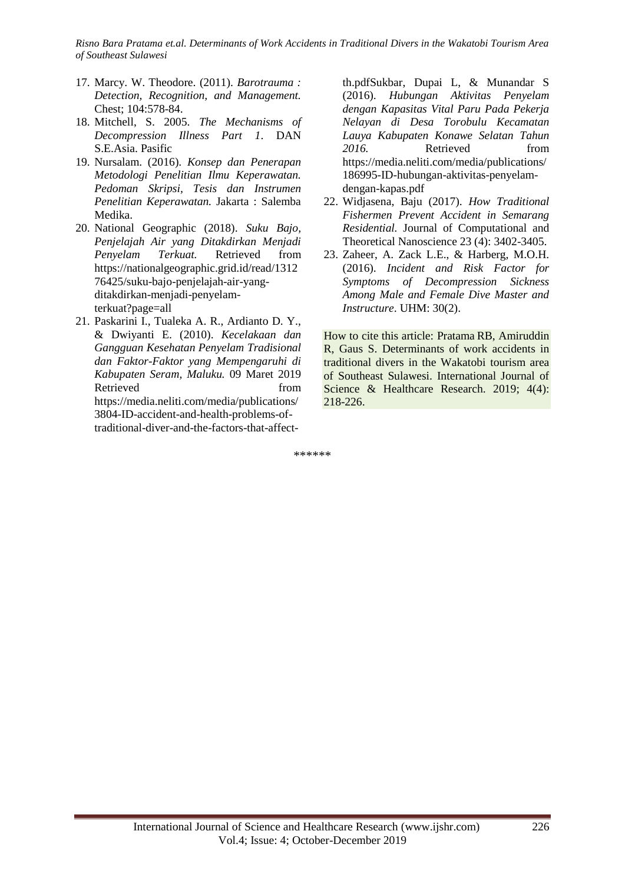17. Marcy. W. Theodore. (2011). *Barotrauma : Detection, Recognition, and Management.* Chest; 104:578-84.
18. Mitchell, S. 2005. *The Mechanisms of Decompression Illness Part 1*. DAN S.E.Asia. Pasific
19. Nursalam. (2016). *Konsep dan Penerapan Metodologi Penelitian Ilmu Keperawatan. Pedoman Skripsi, Tesis dan Instrumen Penelitian Keperawatan.* Jakarta : Salemba Medika.
20. National Geographic (2018). *Suku Bajo, Penjelajah Air yang Ditakdirkan Menjadi Penyelam Terkuat.* Retrieved from https://nationalgeographic.grid.id/read/131276425/suku-bajo-penjelajah-air-yang-ditakdirkan-menjadi-penyelam-terkuat?page=all
21. Paskarini I., Tualeka A. R., Ardianto D. Y., & Dwiyanti E. (2010). *Kecelakaan dan Gangguan Kesehatan Penyelam Tradisional dan Faktor-Faktor yang Mempengaruhi di Kabupaten Seram, Maluku.* 09 Maret 2019 Retrieved from https://media.neliti.com/media/publications/3804-ID-accident-and-health-problems-of-traditional-diver-and-the-factors-that-affect-th.pdfSukbar, Dupai L, & Munandar S (2016). *Hubungan Aktivitas Penyelam dengan Kapasitas Vital Paru Pada Pekerja Nelayan di Desa Torobulu Kecamatan Lauya Kabupaten Konawe Selatan Tahun 2016.* Retrieved from https://media.neliti.com/media/publications/186995-ID-hubungan-aktivitas-penyelam-dengan-kapas.pdf
22. Widjasena, Baju (2017). *How Traditional Fishermen Prevent Accident in Semarang Residential.* Journal of Computational and Theoretical Nanoscience 23 (4): 3402-3405.
23. Zaheer, A. Zack L.E., & Harberg, M.O.H. (2016). *Incident and Risk Factor for Symptoms of Decompression Sickness Among Male and Female Dive Master and Instructure*. UHM: 30(2).

How to cite this article: Pratama RB, Amiruddin R, Gaus S. Determinants of work accidents in traditional divers in the Wakatobi tourism area of Southeast Sulawesi. International Journal of Science & Healthcare Research. 2019; 4(4): 218-226.

\*\*\*\*\*\*